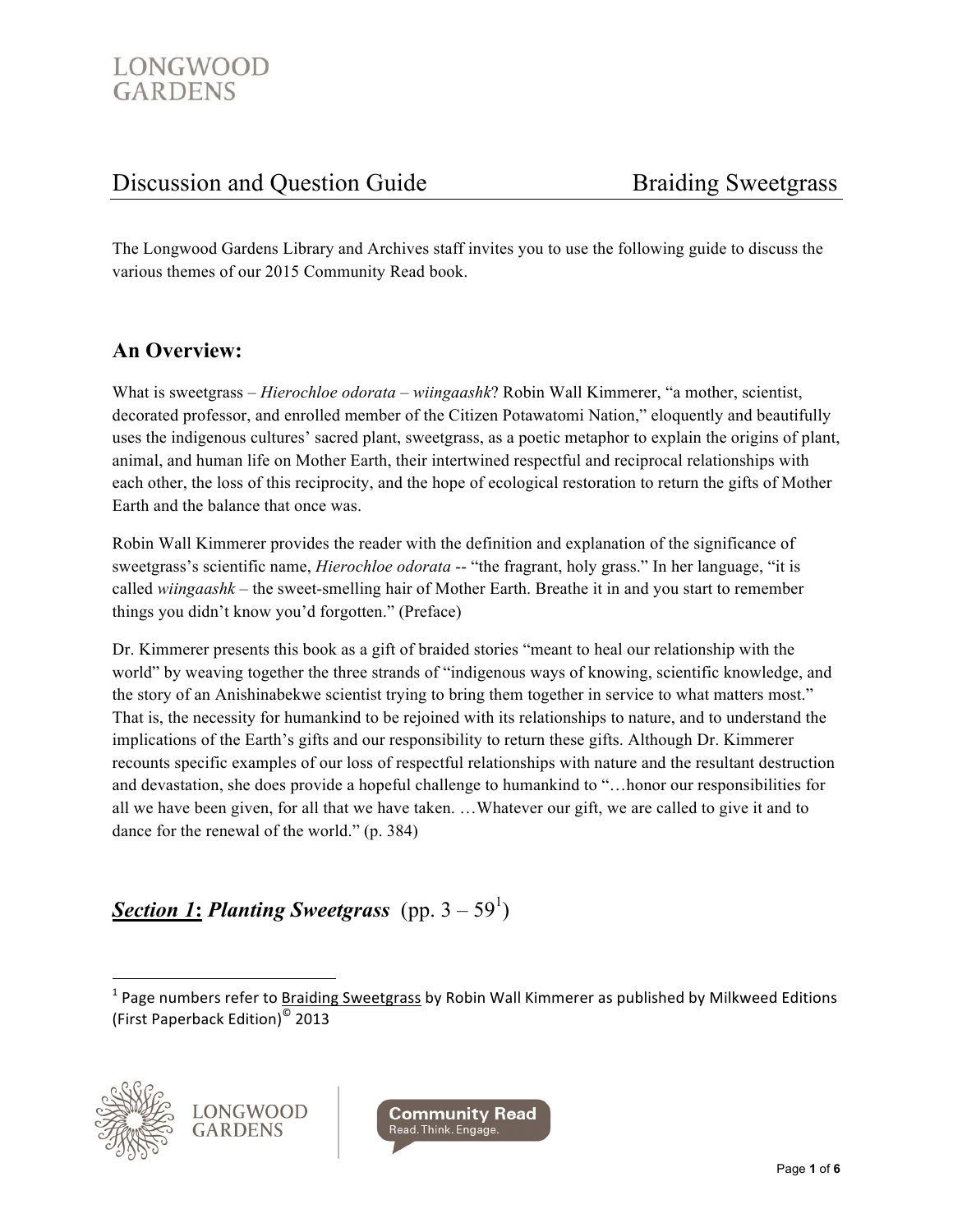# Discussion and Question Guide — Braiding Sweetgrass

The Longwood Gardens Library and Archives staff invites you to use the following guide to discuss the various themes of our 2015 Community Read book.

## An Overview:

What is sweetgrass – *Hierochloe odorata* – *wiingaashk*? Robin Wall Kimmerer, "a mother, scientist, decorated professor, and enrolled member of the Citizen Potawatomi Nation," eloquently and beautifully uses the indigenous cultures' sacred plant, sweetgrass, as a poetic metaphor to explain the origins of plant, animal, and human life on Mother Earth, their intertwined respectful and reciprocal relationships with each other, the loss of this reciprocity, and the hope of ecological restoration to return the gifts of Mother Earth and the balance that once was.

Robin Wall Kimmerer provides the reader with the definition and explanation of the significance of sweetgrass's scientific name, *Hierochloe odorata* -- "the fragrant, holy grass." In her language, "it is called *wiingaashk* – the sweet-smelling hair of Mother Earth. Breathe it in and you start to remember things you didn't know you'd forgotten." (Preface)

Dr. Kimmerer presents this book as a gift of braided stories "meant to heal our relationship with the world" by weaving together the three strands of "indigenous ways of knowing, scientific knowledge, and the story of an Anishinabekwe scientist trying to bring them together in service to what matters most." That is, the necessity for humankind to be rejoined with its relationships to nature, and to understand the implications of the Earth's gifts and our responsibility to return these gifts. Although Dr. Kimmerer recounts specific examples of our loss of respectful relationships with nature and the resultant destruction and devastation, she does provide a hopeful challenge to humankind to "…honor our responsibilities for all we have been given, for all that we have taken. …Whatever our gift, we are called to give it and to dance for the renewal of the world." (p. 384)

## ***Section 1*: *Planting Sweetgrass*** (pp. 3 – 59[1])

[1] Page numbers refer to Braiding Sweetgrass by Robin Wall Kimmerer as published by Milkweed Editions (First Paperback Edition)© 2013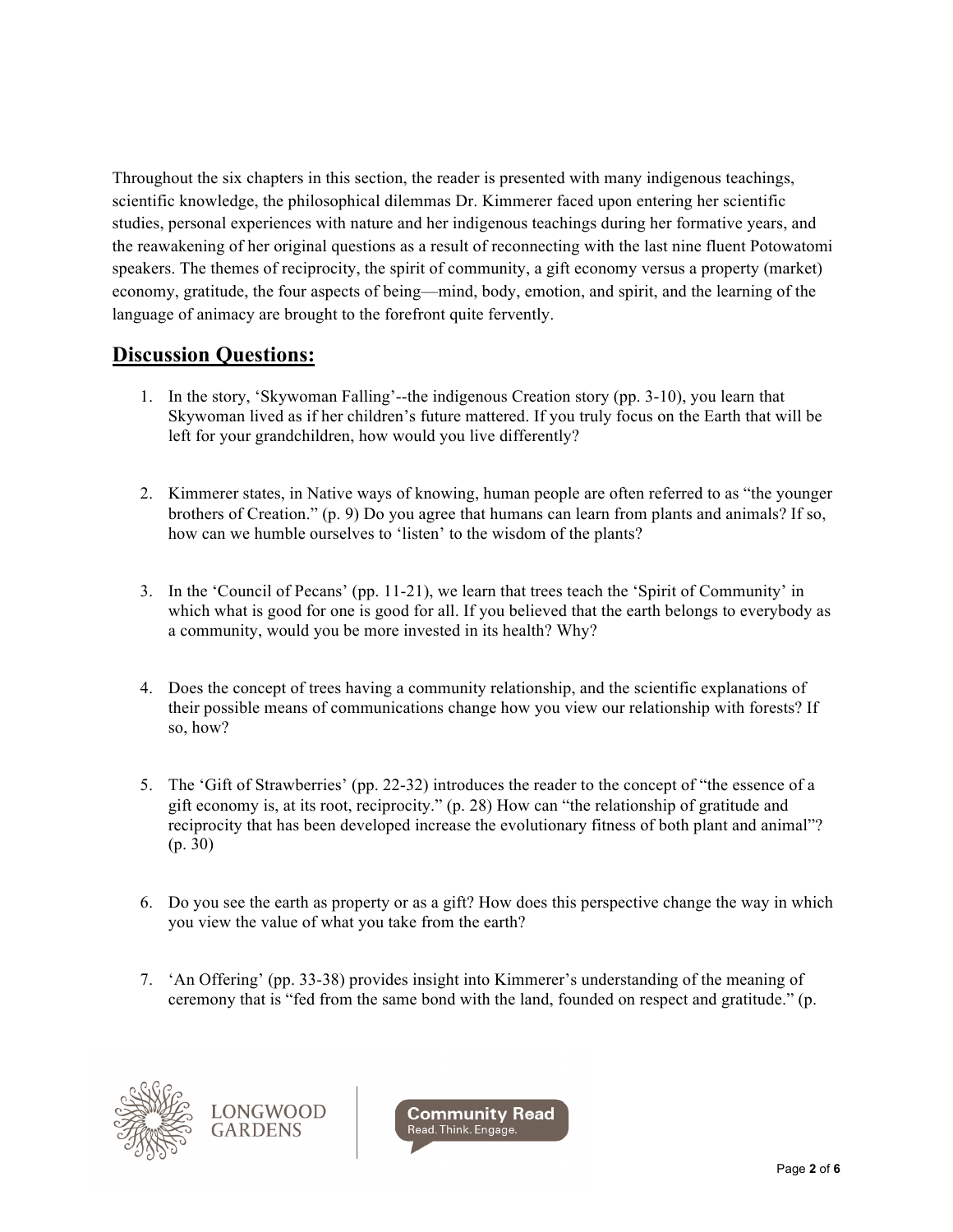Throughout the six chapters in this section, the reader is presented with many indigenous teachings, scientific knowledge, the philosophical dilemmas Dr. Kimmerer faced upon entering her scientific studies, personal experiences with nature and her indigenous teachings during her formative years, and the reawakening of her original questions as a result of reconnecting with the last nine fluent Potowatomi speakers. The themes of reciprocity, the spirit of community, a gift economy versus a property (market) economy, gratitude, the four aspects of being—mind, body, emotion, and spirit, and the learning of the language of animacy are brought to the forefront quite fervently.

## Discussion Questions:

1. In the story, 'Skywoman Falling'--the indigenous Creation story (pp. 3-10), you learn that Skywoman lived as if her children's future mattered. If you truly focus on the Earth that will be left for your grandchildren, how would you live differently?

2. Kimmerer states, in Native ways of knowing, human people are often referred to as "the younger brothers of Creation." (p. 9) Do you agree that humans can learn from plants and animals? If so, how can we humble ourselves to 'listen' to the wisdom of the plants?

3. In the 'Council of Pecans' (pp. 11-21), we learn that trees teach the 'Spirit of Community' in which what is good for one is good for all. If you believed that the earth belongs to everybody as a community, would you be more invested in its health? Why?

4. Does the concept of trees having a community relationship, and the scientific explanations of their possible means of communications change how you view our relationship with forests? If so, how?

5. The 'Gift of Strawberries' (pp. 22-32) introduces the reader to the concept of "the essence of a gift economy is, at its root, reciprocity." (p. 28) How can "the relationship of gratitude and reciprocity that has been developed increase the evolutionary fitness of both plant and animal"? (p. 30)

6. Do you see the earth as property or as a gift? How does this perspective change the way in which you view the value of what you take from the earth?

7. 'An Offering' (pp. 33-38) provides insight into Kimmerer's understanding of the meaning of ceremony that is "fed from the same bond with the land, founded on respect and gratitude." (p.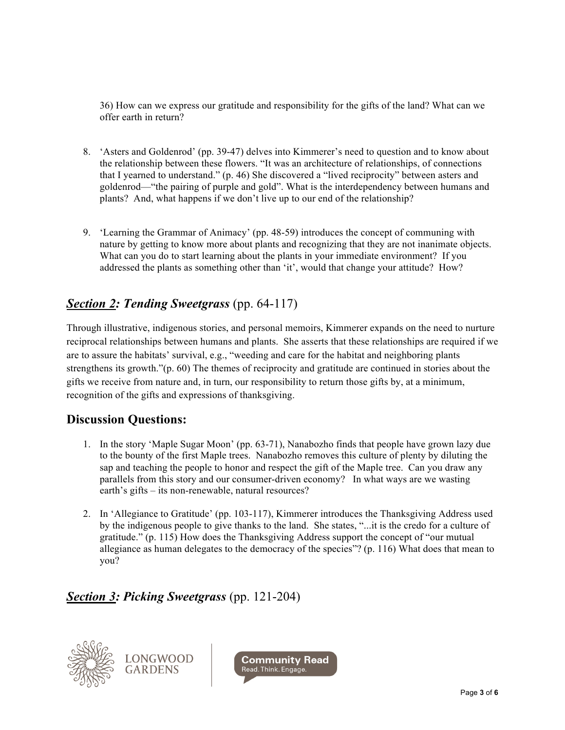36) How can we express our gratitude and responsibility for the gifts of the land? What can we offer earth in return?

8. 'Asters and Goldenrod' (pp. 39-47) delves into Kimmerer's need to question and to know about the relationship between these flowers. "It was an architecture of relationships, of connections that I yearned to understand." (p. 46) She discovered a "lived reciprocity" between asters and goldenrod—"the pairing of purple and gold". What is the interdependency between humans and plants? And, what happens if we don't live up to our end of the relationship?

9. 'Learning the Grammar of Animacy' (pp. 48-59) introduces the concept of communing with nature by getting to know more about plants and recognizing that they are not inanimate objects. What can you do to start learning about the plants in your immediate environment? If you addressed the plants as something other than 'it', would that change your attitude? How?

## ***<u>Section 2</u>: Tending Sweetgrass*** (pp. 64-117)

Through illustrative, indigenous stories, and personal memoirs, Kimmerer expands on the need to nurture reciprocal relationships between humans and plants. She asserts that these relationships are required if we are to assure the habitats' survival, e.g., "weeding and care for the habitat and neighboring plants strengthens its growth."(p. 60) The themes of reciprocity and gratitude are continued in stories about the gifts we receive from nature and, in turn, our responsibility to return those gifts by, at a minimum, recognition of the gifts and expressions of thanksgiving.

### Discussion Questions:

1. In the story 'Maple Sugar Moon' (pp. 63-71), Nanabozho finds that people have grown lazy due to the bounty of the first Maple trees. Nanabozho removes this culture of plenty by diluting the sap and teaching the people to honor and respect the gift of the Maple tree. Can you draw any parallels from this story and our consumer-driven economy? In what ways are we wasting earth's gifts – its non-renewable, natural resources?

2. In 'Allegiance to Gratitude' (pp. 103-117), Kimmerer introduces the Thanksgiving Address used by the indigenous people to give thanks to the land. She states, "...it is the credo for a culture of gratitude." (p. 115) How does the Thanksgiving Address support the concept of "our mutual allegiance as human delegates to the democracy of the species"? (p. 116) What does that mean to you?

## ***<u>Section 3</u>: Picking Sweetgrass*** (pp. 121-204)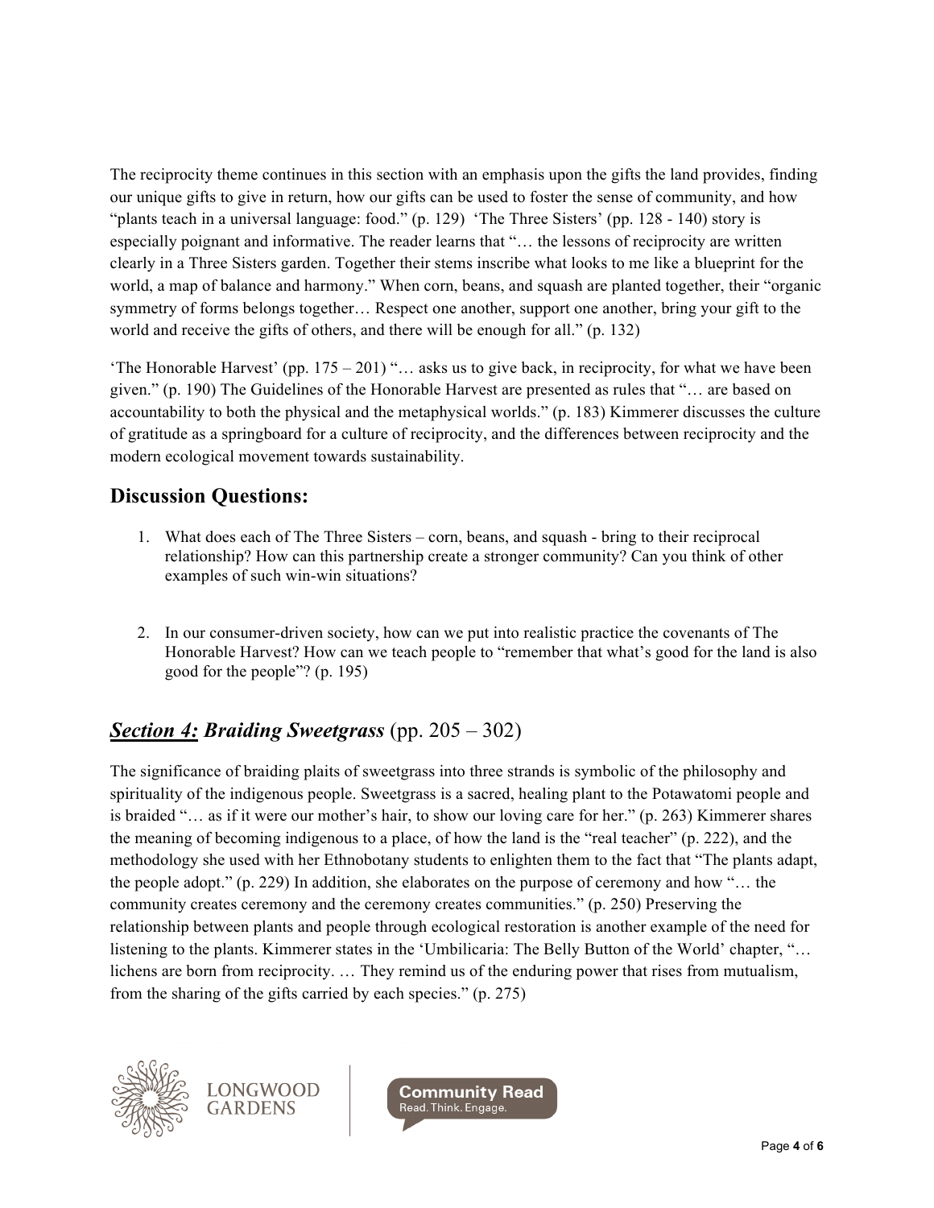The reciprocity theme continues in this section with an emphasis upon the gifts the land provides, finding our unique gifts to give in return, how our gifts can be used to foster the sense of community, and how "plants teach in a universal language: food." (p. 129) 'The Three Sisters' (pp. 128 - 140) story is especially poignant and informative. The reader learns that "… the lessons of reciprocity are written clearly in a Three Sisters garden. Together their stems inscribe what looks to me like a blueprint for the world, a map of balance and harmony." When corn, beans, and squash are planted together, their "organic symmetry of forms belongs together… Respect one another, support one another, bring your gift to the world and receive the gifts of others, and there will be enough for all." (p. 132)

'The Honorable Harvest' (pp. 175 – 201) "… asks us to give back, in reciprocity, for what we have been given." (p. 190) The Guidelines of the Honorable Harvest are presented as rules that "… are based on accountability to both the physical and the metaphysical worlds." (p. 183) Kimmerer discusses the culture of gratitude as a springboard for a culture of reciprocity, and the differences between reciprocity and the modern ecological movement towards sustainability.

## Discussion Questions:

1. What does each of The Three Sisters – corn, beans, and squash - bring to their reciprocal relationship? How can this partnership create a stronger community? Can you think of other examples of such win-win situations?

2. In our consumer-driven society, how can we put into realistic practice the covenants of The Honorable Harvest? How can we teach people to "remember that what's good for the land is also good for the people"? (p. 195)

## ***<u>Section 4:</u> Braiding Sweetgrass*** (pp. 205 – 302)

The significance of braiding plaits of sweetgrass into three strands is symbolic of the philosophy and spirituality of the indigenous people. Sweetgrass is a sacred, healing plant to the Potawatomi people and is braided "… as if it were our mother's hair, to show our loving care for her." (p. 263) Kimmerer shares the meaning of becoming indigenous to a place, of how the land is the "real teacher" (p. 222), and the methodology she used with her Ethnobotany students to enlighten them to the fact that "The plants adapt, the people adopt." (p. 229) In addition, she elaborates on the purpose of ceremony and how "… the community creates ceremony and the ceremony creates communities." (p. 250) Preserving the relationship between plants and people through ecological restoration is another example of the need for listening to the plants. Kimmerer states in the 'Umbilicaria: The Belly Button of the World' chapter, "… lichens are born from reciprocity. … They remind us of the enduring power that rises from mutualism, from the sharing of the gifts carried by each species." (p. 275)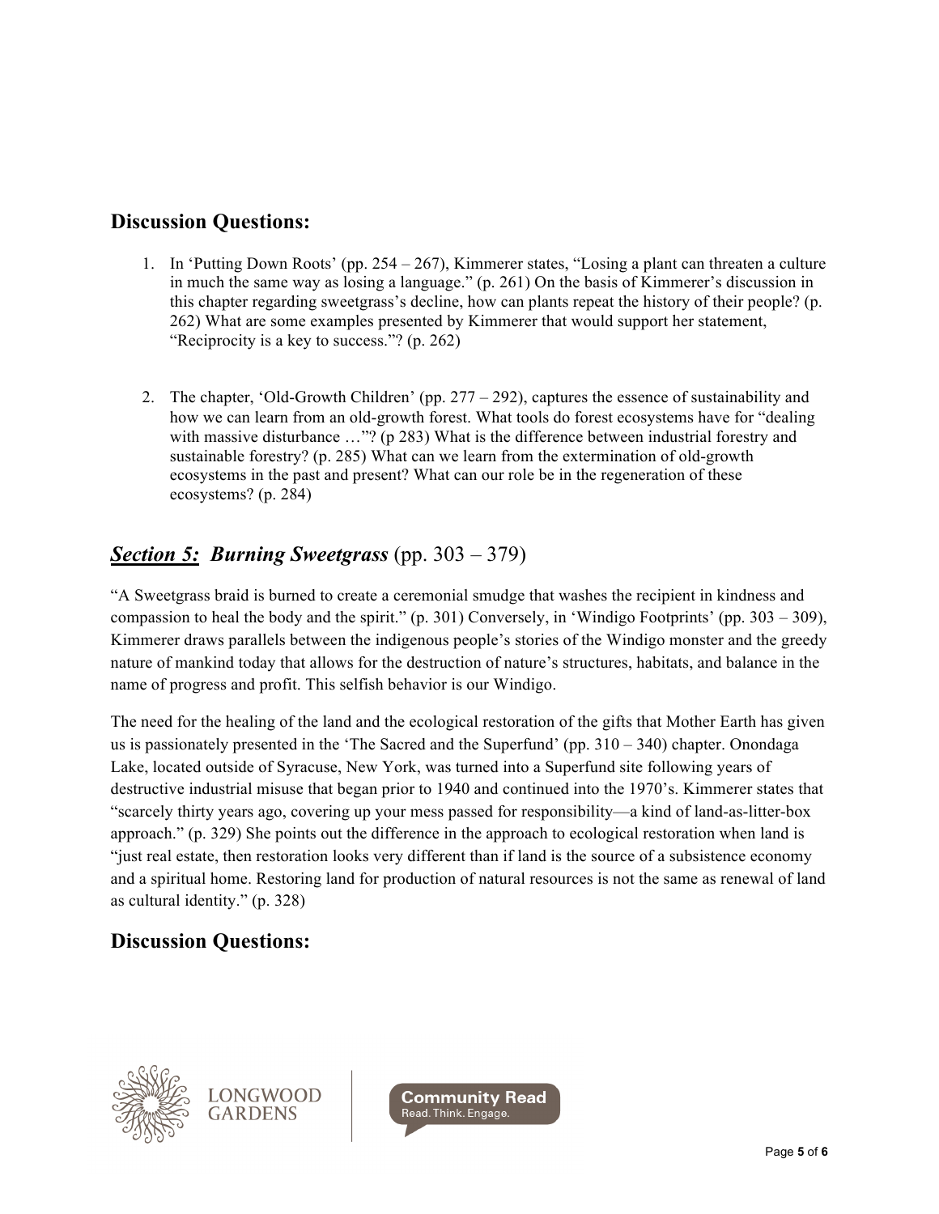## Discussion Questions:

1. In 'Putting Down Roots' (pp. 254 – 267), Kimmerer states, "Losing a plant can threaten a culture in much the same way as losing a language." (p. 261) On the basis of Kimmerer's discussion in this chapter regarding sweetgrass's decline, how can plants repeat the history of their people? (p. 262) What are some examples presented by Kimmerer that would support her statement, "Reciprocity is a key to success."? (p. 262)

2. The chapter, 'Old-Growth Children' (pp. 277 – 292), captures the essence of sustainability and how we can learn from an old-growth forest. What tools do forest ecosystems have for "dealing with massive disturbance …"? (p 283) What is the difference between industrial forestry and sustainable forestry? (p. 285) What can we learn from the extermination of old-growth ecosystems in the past and present? What can our role be in the regeneration of these ecosystems? (p. 284)

## ***<u>Section 5:</u>  Burning Sweetgrass*** (pp. 303 – 379)

"A Sweetgrass braid is burned to create a ceremonial smudge that washes the recipient in kindness and compassion to heal the body and the spirit." (p. 301) Conversely, in 'Windigo Footprints' (pp. 303 – 309), Kimmerer draws parallels between the indigenous people's stories of the Windigo monster and the greedy nature of mankind today that allows for the destruction of nature's structures, habitats, and balance in the name of progress and profit. This selfish behavior is our Windigo.

The need for the healing of the land and the ecological restoration of the gifts that Mother Earth has given us is passionately presented in the 'The Sacred and the Superfund' (pp. 310 – 340) chapter. Onondaga Lake, located outside of Syracuse, New York, was turned into a Superfund site following years of destructive industrial misuse that began prior to 1940 and continued into the 1970's. Kimmerer states that "scarcely thirty years ago, covering up your mess passed for responsibility—a kind of land-as-litter-box approach." (p. 329) She points out the difference in the approach to ecological restoration when land is "just real estate, then restoration looks very different than if land is the source of a subsistence economy and a spiritual home. Restoring land for production of natural resources is not the same as renewal of land as cultural identity." (p. 328)

## Discussion Questions: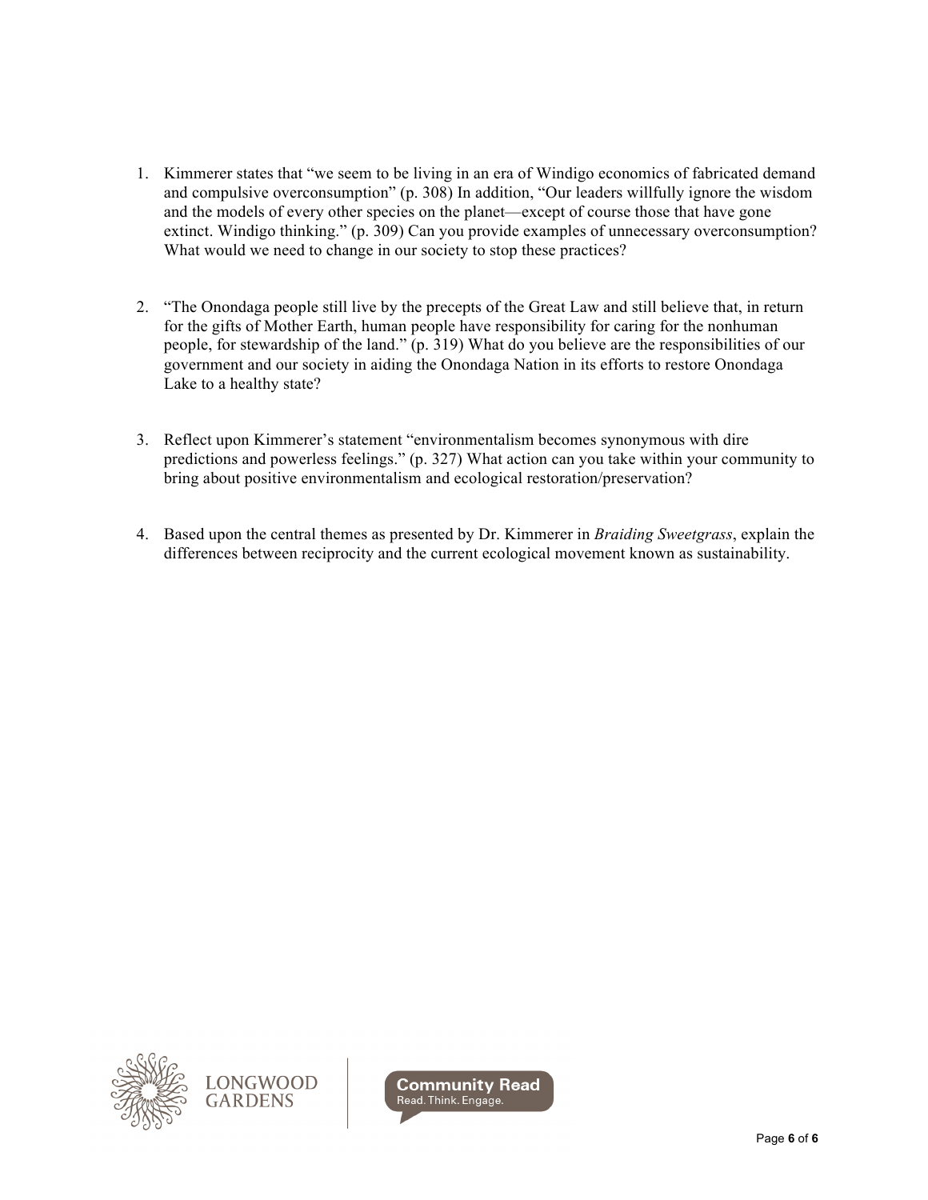1. Kimmerer states that "we seem to be living in an era of Windigo economics of fabricated demand and compulsive overconsumption" (p. 308) In addition, "Our leaders willfully ignore the wisdom and the models of every other species on the planet—except of course those that have gone extinct. Windigo thinking." (p. 309) Can you provide examples of unnecessary overconsumption? What would we need to change in our society to stop these practices?

2. "The Onondaga people still live by the precepts of the Great Law and still believe that, in return for the gifts of Mother Earth, human people have responsibility for caring for the nonhuman people, for stewardship of the land." (p. 319) What do you believe are the responsibilities of our government and our society in aiding the Onondaga Nation in its efforts to restore Onondaga Lake to a healthy state?

3. Reflect upon Kimmerer's statement "environmentalism becomes synonymous with dire predictions and powerless feelings." (p. 327) What action can you take within your community to bring about positive environmentalism and ecological restoration/preservation?

4. Based upon the central themes as presented by Dr. Kimmerer in *Braiding Sweetgrass*, explain the differences between reciprocity and the current ecological movement known as sustainability.